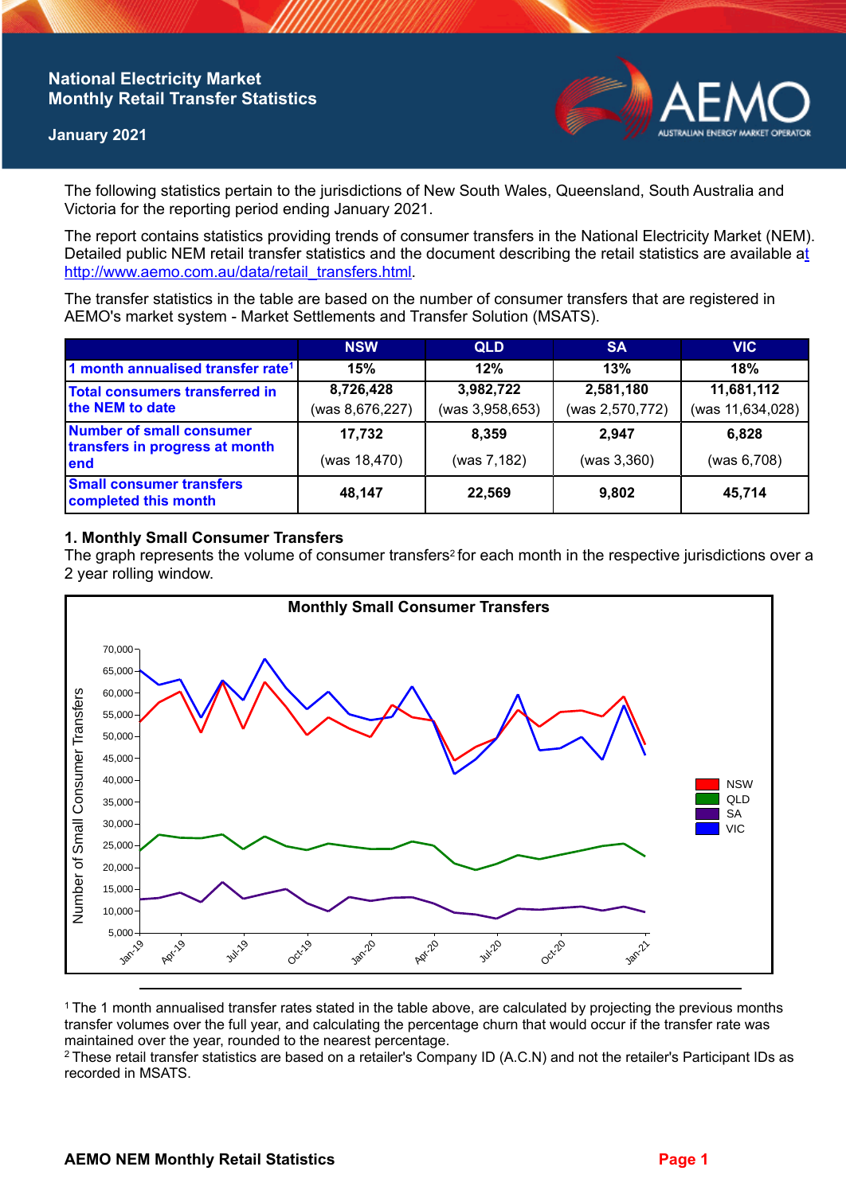# National Electricity Market Monthly Retail Transfer Statistics

**January 2021**

The following statistics pertain to the jurisdictions of New South Wales, Queensland, South Australia and Victoria for the reporting period ending January 2021.

The report contains statistics providing trends of consumer transfers in the National Electricity Market (NEM). Detailed public NEM retail transfer statistics and the document describing the retail statistics are available at http://www.aemo.com.au/data/retail_transfers.html.

The transfer statistics in the table are based on the number of consumer transfers that are registered in AEMO's market system - Market Settlements and Transfer Solution (MSATS).

| | NSW | QLD | SA | VIC |
|---|---|---|---|---|
| 1 month annualised transfer rate[1] | 15% | 12% | 13% | 18% |
| Total consumers transferred in the NEM to date | 8,726,428 (was 8,676,227) | 3,982,722 (was 3,958,653) | 2,581,180 (was 2,570,772) | 11,681,112 (was 11,634,028) |
| Number of small consumer transfers in progress at month end | 17,732 (was 18,470) | 8,359 (was 7,182) | 2,947 (was 3,360) | 6,828 (was 6,708) |
| Small consumer transfers completed this month | 48,147 | 22,569 | 9,802 | 45,714 |

## 1. Monthly Small Consumer Transfers

The graph represents the volume of consumer transfers[2] for each month in the respective jurisdictions over a 2 year rolling window.

[1] The 1 month annualised transfer rates stated in the table above, are calculated by projecting the previous months transfer volumes over the full year, and calculating the percentage churn that would occur if the transfer rate was maintained over the year, rounded to the nearest percentage.

[2] These retail transfer statistics are based on a retailer's Company ID (A.C.N) and not the retailer's Participant IDs as recorded in MSATS.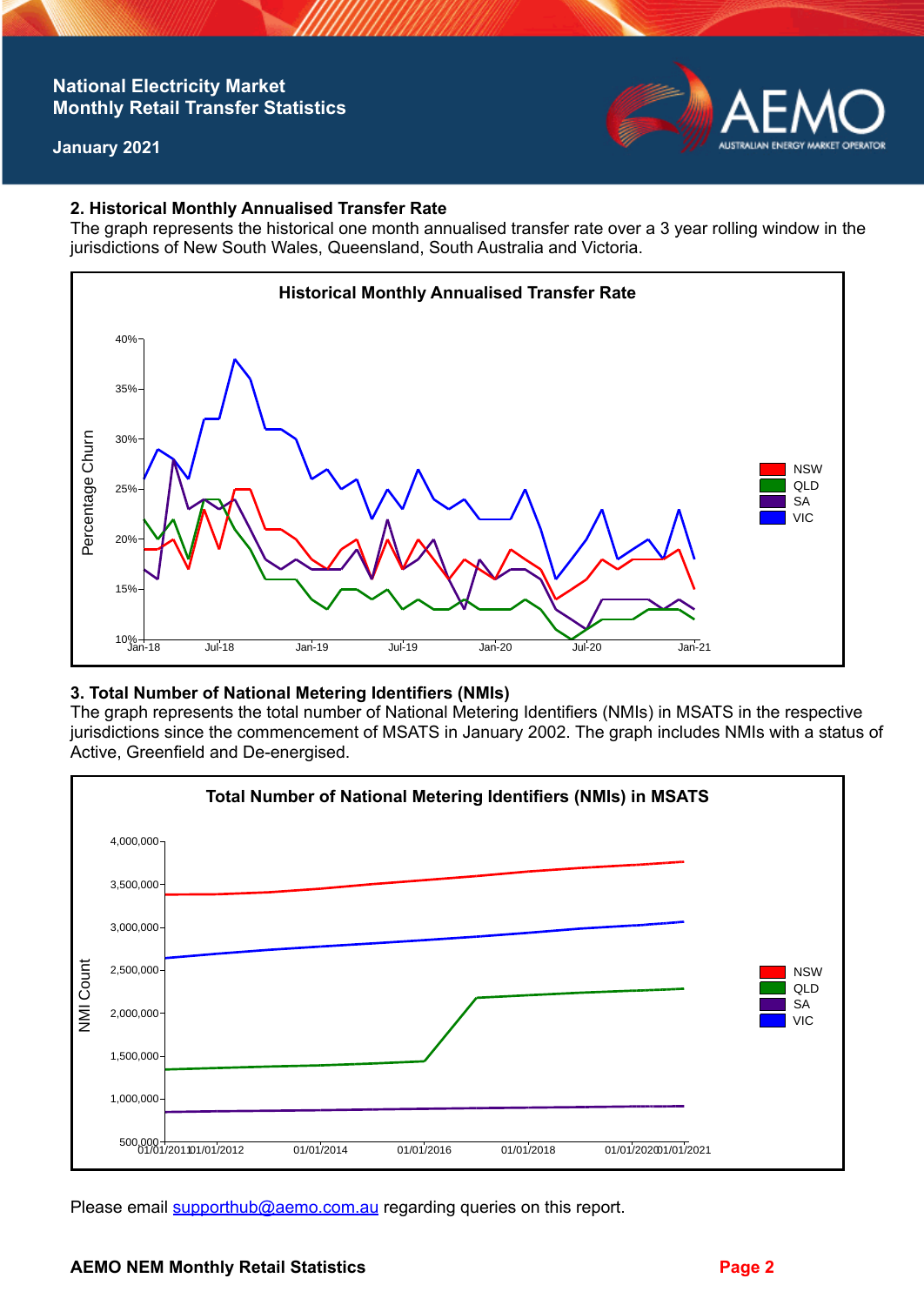National Electricity Market
Monthly Retail Transfer Statistics

January 2021

## 2. Historical Monthly Annualised Transfer Rate

The graph represents the historical one month annualised transfer rate over a 3 year rolling window in the jurisdictions of New South Wales, Queensland, South Australia and Victoria.

Historical Monthly Annualised Transfer Rate

Percentage Churn

40%
35%
30%
25%
20%
15%
10%

Jan-18
Jul-18
Jan-19
Jul-19
Jan-20
Jul-20
Jan-21

NSW
QLD
SA
VIC

## 3. Total Number of National Metering Identifiers (NMIs)

The graph represents the total number of National Metering Identifiers (NMIs) in MSATS in the respective jurisdictions since the commencement of MSATS in January 2002. The graph includes NMIs with a status of Active, Greenfield and De-energised.

Total Number of National Metering Identifiers (NMIs) in MSATS

NMI Count

4,000,000
3,500,000
3,000,000
2,500,000
2,000,000
1,500,000
1,000,000
500,000

01/01/2011
01/01/2012
01/01/2014
01/01/2016
01/01/2018
01/01/2020
01/01/2021

NSW
QLD
SA
VIC

Please email supporthub@aemo.com.au regarding queries on this report.